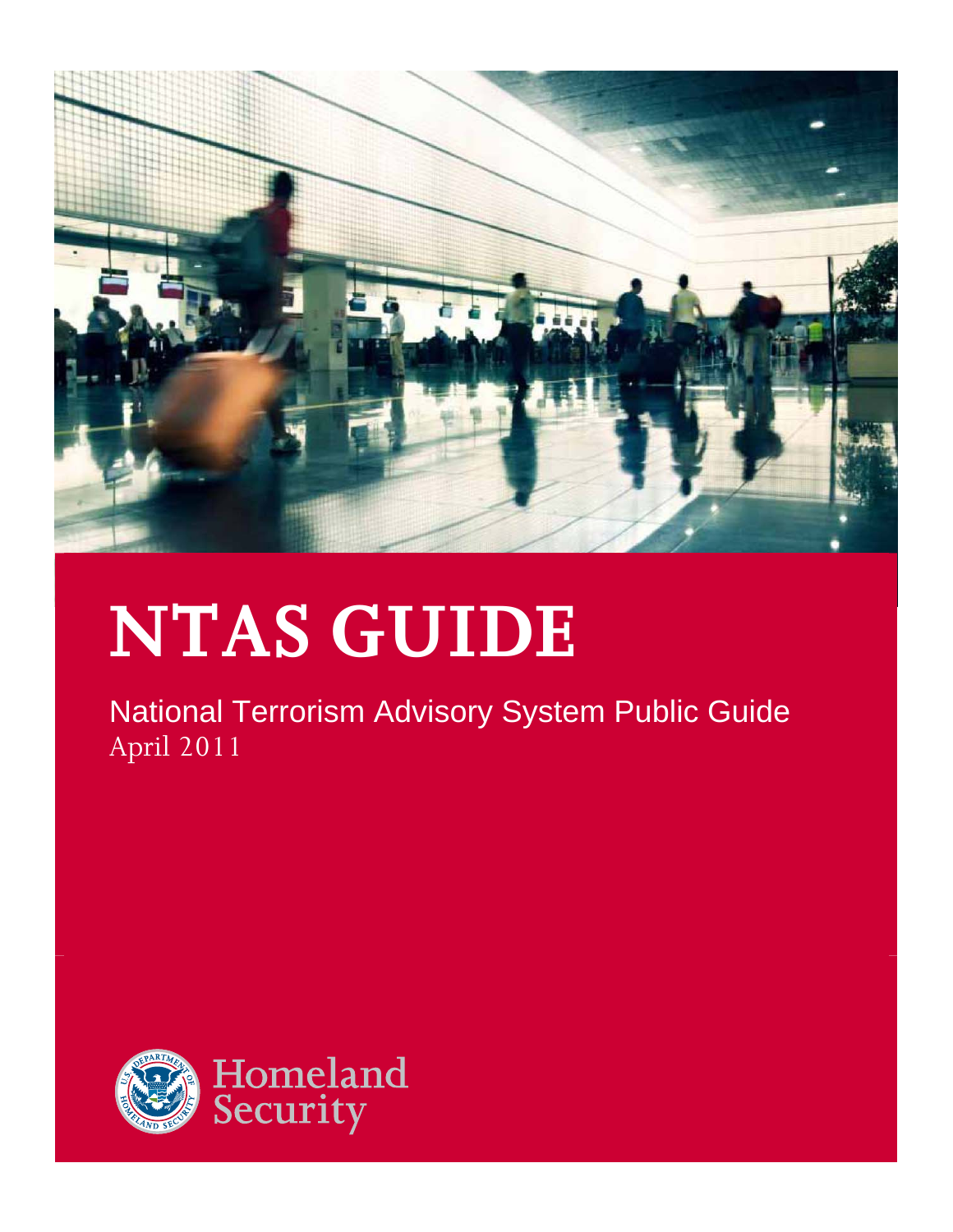# NTAS GUIDE

National Terrorism Advisory System Public Guide

April 2011

Homeland Security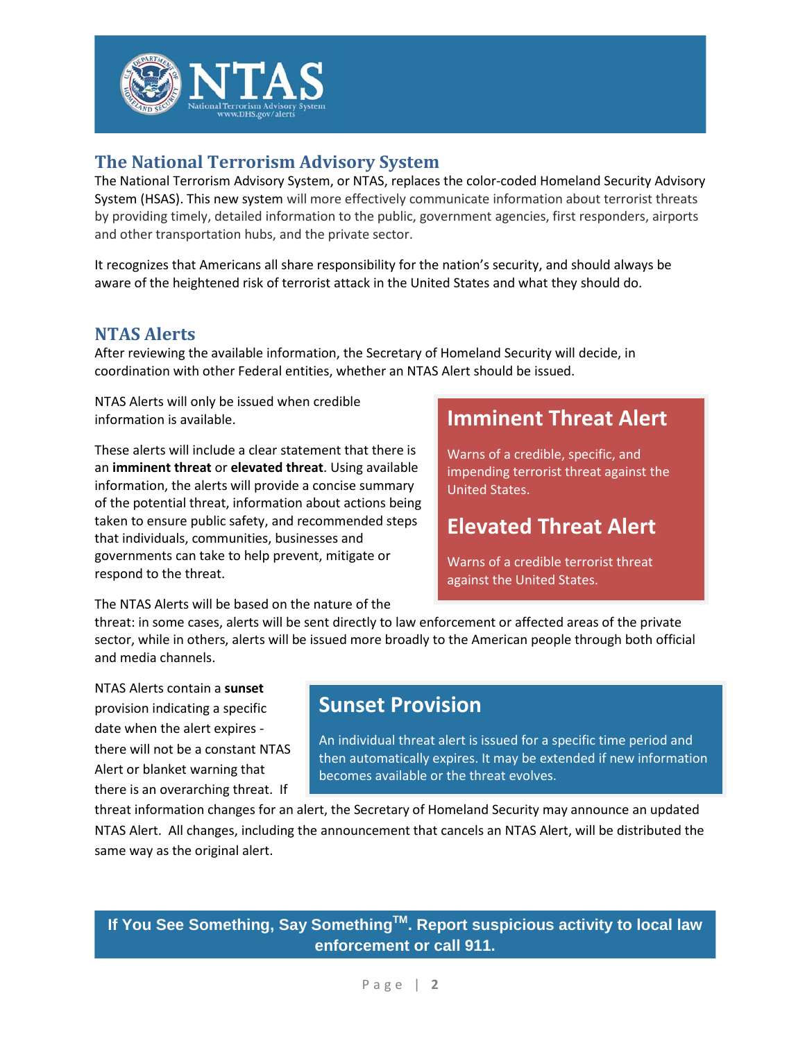# NTAS

National Terrorism Advisory System
www.DHS.gov/alerts

## The National Terrorism Advisory System

The National Terrorism Advisory System, or NTAS, replaces the color-coded Homeland Security Advisory System (HSAS). This new system will more effectively communicate information about terrorist threats by providing timely, detailed information to the public, government agencies, first responders, airports and other transportation hubs, and the private sector.

It recognizes that Americans all share responsibility for the nation's security, and should always be aware of the heightened risk of terrorist attack in the United States and what they should do.

## NTAS Alerts

After reviewing the available information, the Secretary of Homeland Security will decide, in coordination with other Federal entities, whether an NTAS Alert should be issued.

NTAS Alerts will only be issued when credible information is available.

These alerts will include a clear statement that there is an **imminent threat** or **elevated threat**. Using available information, the alerts will provide a concise summary of the potential threat, information about actions being taken to ensure public safety, and recommended steps that individuals, communities, businesses and governments can take to help prevent, mitigate or respond to the threat.

### Imminent Threat Alert

Warns of a credible, specific, and impending terrorist threat against the United States.

### Elevated Threat Alert

Warns of a credible terrorist threat against the United States.

The NTAS Alerts will be based on the nature of the threat: in some cases, alerts will be sent directly to law enforcement or affected areas of the private sector, while in others, alerts will be issued more broadly to the American people through both official and media channels.

NTAS Alerts contain a **sunset** provision indicating a specific date when the alert expires - there will not be a constant NTAS Alert or blanket warning that there is an overarching threat. If threat information changes for an alert, the Secretary of Homeland Security may announce an updated NTAS Alert. All changes, including the announcement that cancels an NTAS Alert, will be distributed the same way as the original alert.

### Sunset Provision

An individual threat alert is issued for a specific time period and then automatically expires. It may be extended if new information becomes available or the threat evolves.

**If You See Something, Say Something™. Report suspicious activity to local law enforcement or call 911.**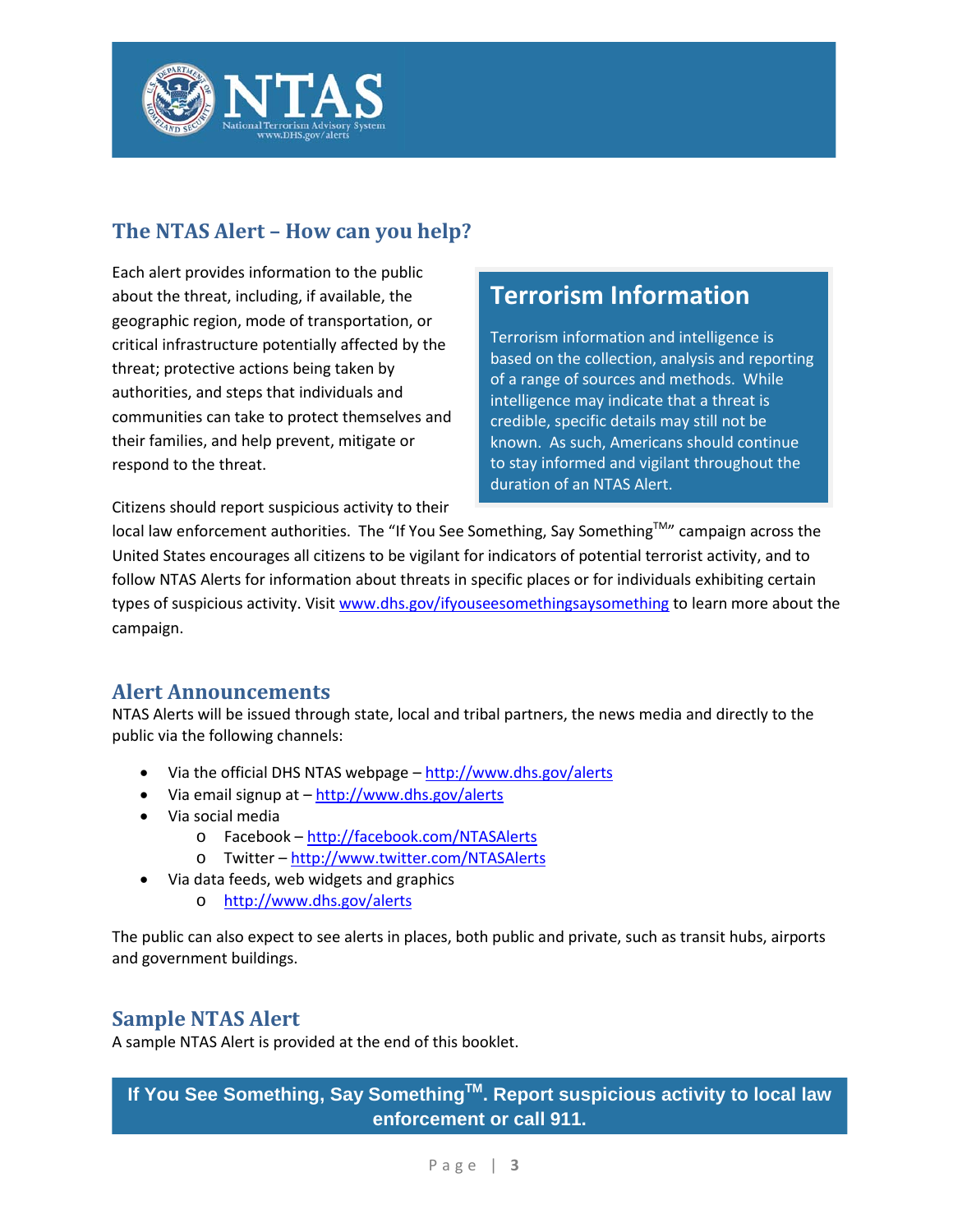## The NTAS Alert – How can you help?

Each alert provides information to the public about the threat, including, if available, the geographic region, mode of transportation, or critical infrastructure potentially affected by the threat; protective actions being taken by authorities, and steps that individuals and communities can take to protect themselves and their families, and help prevent, mitigate or respond to the threat.

> **Terrorism Information**
>
> Terrorism information and intelligence is based on the collection, analysis and reporting of a range of sources and methods. While intelligence may indicate that a threat is credible, specific details may still not be known. As such, Americans should continue to stay informed and vigilant throughout the duration of an NTAS Alert.

Citizens should report suspicious activity to their local law enforcement authorities. The "If You See Something, Say Something™" campaign across the United States encourages all citizens to be vigilant for indicators of potential terrorist activity, and to follow NTAS Alerts for information about threats in specific places or for individuals exhibiting certain types of suspicious activity. Visit www.dhs.gov/ifyouseesomethingsaysomething to learn more about the campaign.

## Alert Announcements

NTAS Alerts will be issued through state, local and tribal partners, the news media and directly to the public via the following channels:

- Via the official DHS NTAS webpage – http://www.dhs.gov/alerts
- Via email signup at – http://www.dhs.gov/alerts
- Via social media
  - Facebook – http://facebook.com/NTASAlerts
  - Twitter – http://www.twitter.com/NTASAlerts
- Via data feeds, web widgets and graphics
  - http://www.dhs.gov/alerts

The public can also expect to see alerts in places, both public and private, such as transit hubs, airports and government buildings.

## Sample NTAS Alert

A sample NTAS Alert is provided at the end of this booklet.

**If You See Something, Say Something™. Report suspicious activity to local law enforcement or call 911.**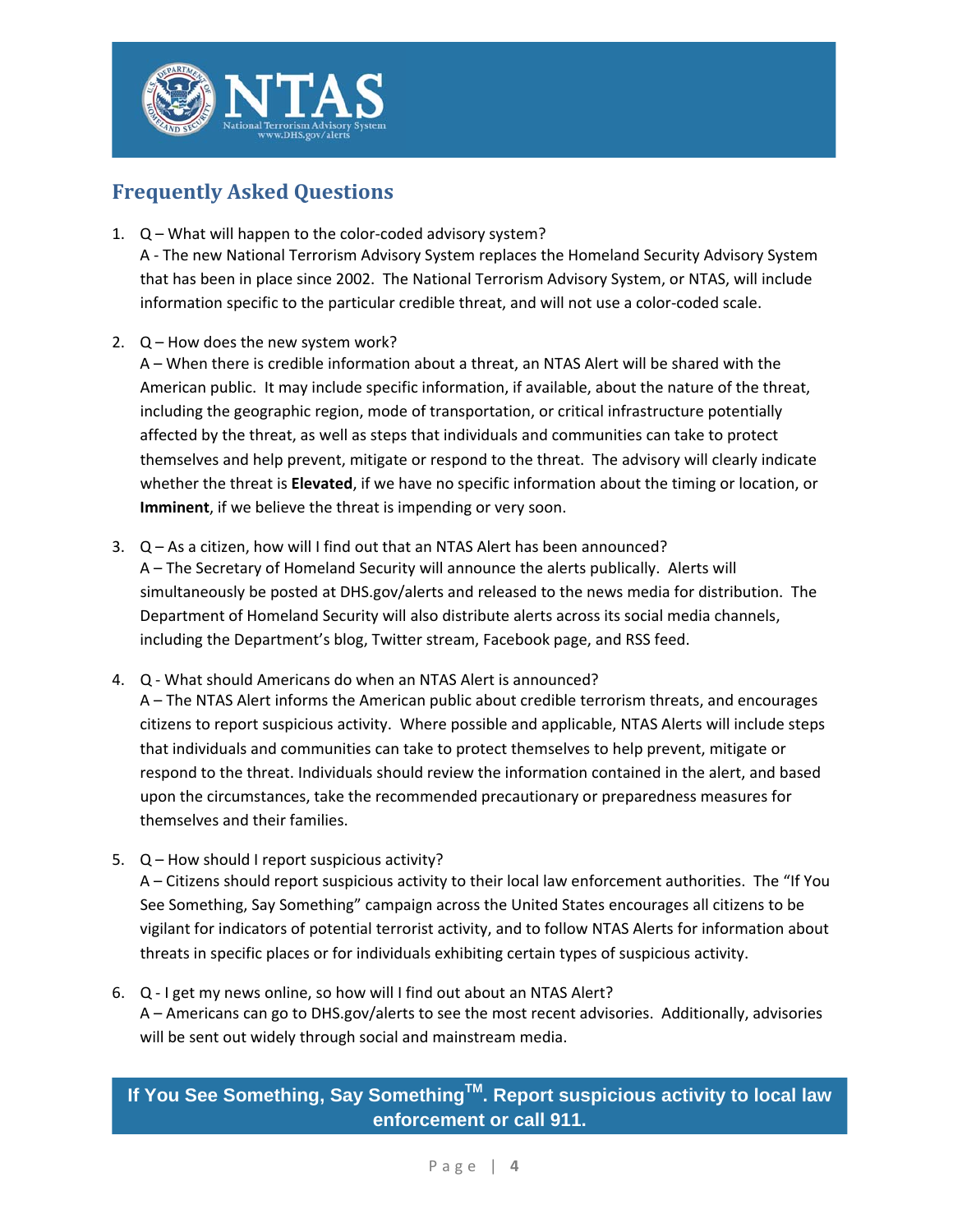# NTAS

National Terrorism Advisory System
www.DHS.gov/alerts

## Frequently Asked Questions

1. Q – What will happen to the color-coded advisory system?
   A - The new National Terrorism Advisory System replaces the Homeland Security Advisory System that has been in place since 2002. The National Terrorism Advisory System, or NTAS, will include information specific to the particular credible threat, and will not use a color-coded scale.

2. Q – How does the new system work?
   A – When there is credible information about a threat, an NTAS Alert will be shared with the American public. It may include specific information, if available, about the nature of the threat, including the geographic region, mode of transportation, or critical infrastructure potentially affected by the threat, as well as steps that individuals and communities can take to protect themselves and help prevent, mitigate or respond to the threat. The advisory will clearly indicate whether the threat is **Elevated**, if we have no specific information about the timing or location, or **Imminent**, if we believe the threat is impending or very soon.

3. Q – As a citizen, how will I find out that an NTAS Alert has been announced?
   A – The Secretary of Homeland Security will announce the alerts publically. Alerts will simultaneously be posted at DHS.gov/alerts and released to the news media for distribution. The Department of Homeland Security will also distribute alerts across its social media channels, including the Department's blog, Twitter stream, Facebook page, and RSS feed.

4. Q - What should Americans do when an NTAS Alert is announced?
   A – The NTAS Alert informs the American public about credible terrorism threats, and encourages citizens to report suspicious activity. Where possible and applicable, NTAS Alerts will include steps that individuals and communities can take to protect themselves to help prevent, mitigate or respond to the threat. Individuals should review the information contained in the alert, and based upon the circumstances, take the recommended precautionary or preparedness measures for themselves and their families.

5. Q – How should I report suspicious activity?
   A – Citizens should report suspicious activity to their local law enforcement authorities. The "If You See Something, Say Something" campaign across the United States encourages all citizens to be vigilant for indicators of potential terrorist activity, and to follow NTAS Alerts for information about threats in specific places or for individuals exhibiting certain types of suspicious activity.

6. Q - I get my news online, so how will I find out about an NTAS Alert?
   A – Americans can go to DHS.gov/alerts to see the most recent advisories. Additionally, advisories will be sent out widely through social and mainstream media.

**If You See Something, Say Something™. Report suspicious activity to local law enforcement or call 911.**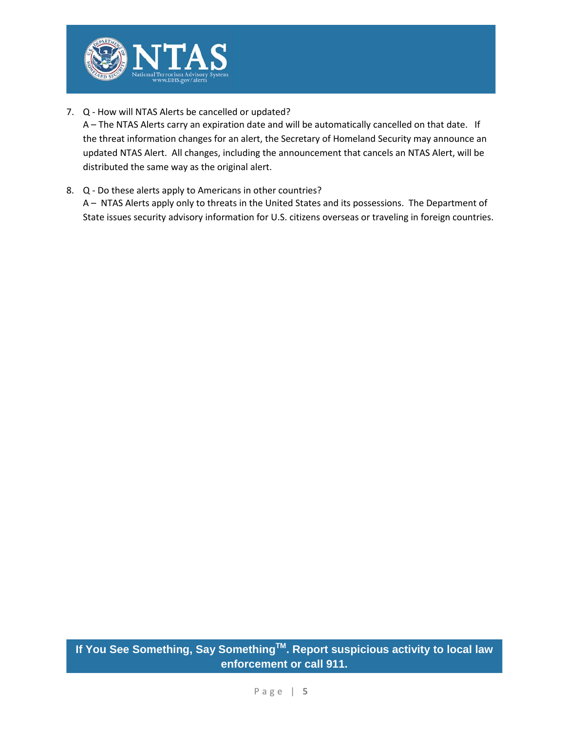7. Q - How will NTAS Alerts be cancelled or updated?
   A – The NTAS Alerts carry an expiration date and will be automatically cancelled on that date. If the threat information changes for an alert, the Secretary of Homeland Security may announce an updated NTAS Alert. All changes, including the announcement that cancels an NTAS Alert, will be distributed the same way as the original alert.

8. Q - Do these alerts apply to Americans in other countries?
   A – NTAS Alerts apply only to threats in the United States and its possessions. The Department of State issues security advisory information for U.S. citizens overseas or traveling in foreign countries.

**If You See Something, Say Something™. Report suspicious activity to local law enforcement or call 911.**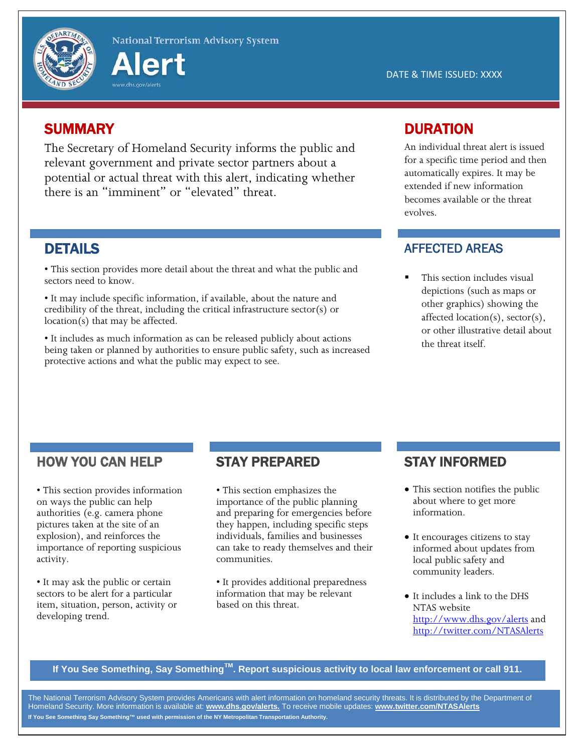National Terrorism Advisory System

# Alert

www.dhs.gov/alerts

DATE & TIME ISSUED: XXXX

## SUMMARY

The Secretary of Homeland Security informs the public and relevant government and private sector partners about a potential or actual threat with this alert, indicating whether there is an “imminent” or “elevated” threat.

## DURATION

An individual threat alert is issued for a specific time period and then automatically expires. It may be extended if new information becomes available or the threat evolves.

## DETAILS

• This section provides more detail about the threat and what the public and sectors need to know.

• It may include specific information, if available, about the nature and credibility of the threat, including the critical infrastructure sector(s) or location(s) that may be affected.

• It includes as much information as can be released publicly about actions being taken or planned by authorities to ensure public safety, such as increased protective actions and what the public may expect to see.

## AFFECTED AREAS

- This section includes visual depictions (such as maps or other graphics) showing the affected location(s), sector(s), or other illustrative detail about the threat itself.

## HOW YOU CAN HELP

• This section provides information on ways the public can help authorities (e.g. camera phone pictures taken at the site of an explosion), and reinforces the importance of reporting suspicious activity.

• It may ask the public or certain sectors to be alert for a particular item, situation, person, activity or developing trend.

## STAY PREPARED

• This section emphasizes the importance of the public planning and preparing for emergencies before they happen, including specific steps individuals, families and businesses can take to ready themselves and their communities.

• It provides additional preparedness information that may be relevant based on this threat.

## STAY INFORMED

- This section notifies the public about where to get more information.
- It encourages citizens to stay informed about updates from local public safety and community leaders.
- It includes a link to the DHS NTAS website http://www.dhs.gov/alerts and http://twitter.com/NTASAlerts

**If You See Something, Say Something™. Report suspicious activity to local law enforcement or call 911.**

The National Terrorism Advisory System provides Americans with alert information on homeland security threats. It is distributed by the Department of Homeland Security. More information is available at: **www.dhs.gov/alerts.** To receive mobile updates: **www.twitter.com/NTASAlerts**

**If You See Something Say Something™ used with permission of the NY Metropolitan Transportation Authority.**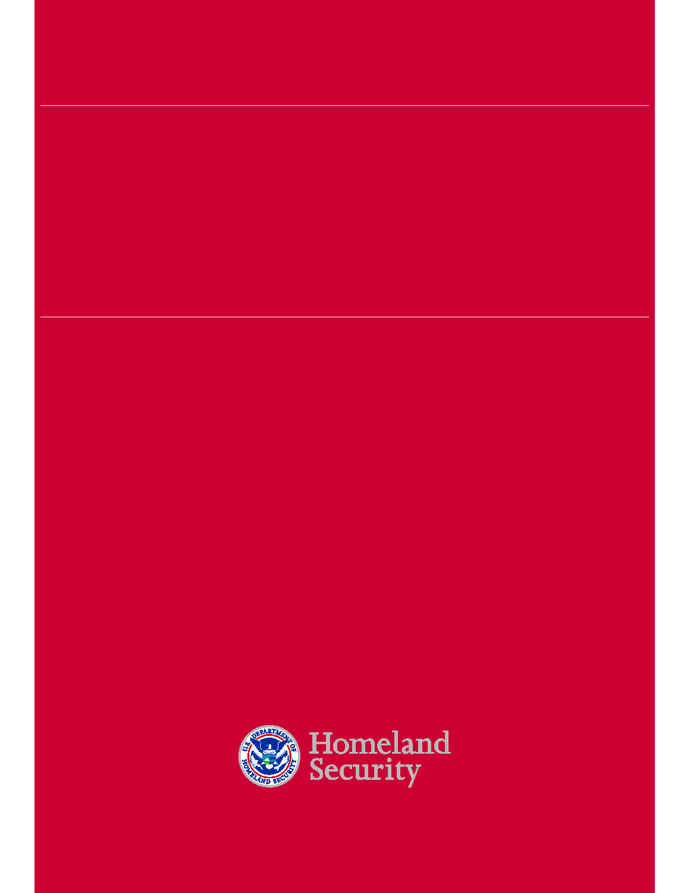Homeland Security